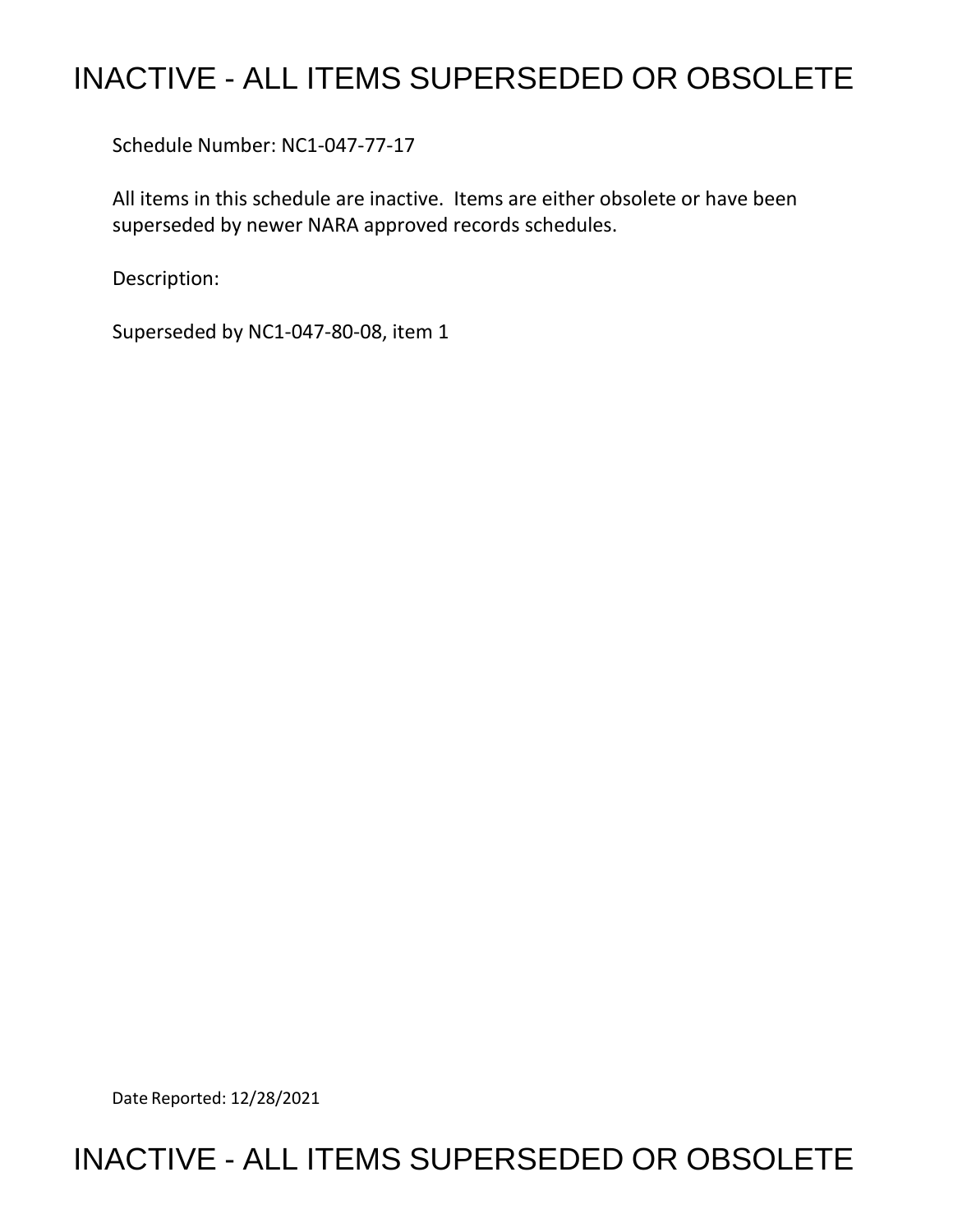# INACTIVE - ALL ITEMS SUPERSEDED OR OBSOLETE

Schedule Number: NC1-047-77-17

All items in this schedule are inactive. Items are either obsolete or have been superseded by newer NARA approved records schedules.

Description:

Superseded by NC1-047-80-08, item 1

Date Reported: 12/28/2021

# INACTIVE - ALL ITEMS SUPERSEDED OR OBSOLETE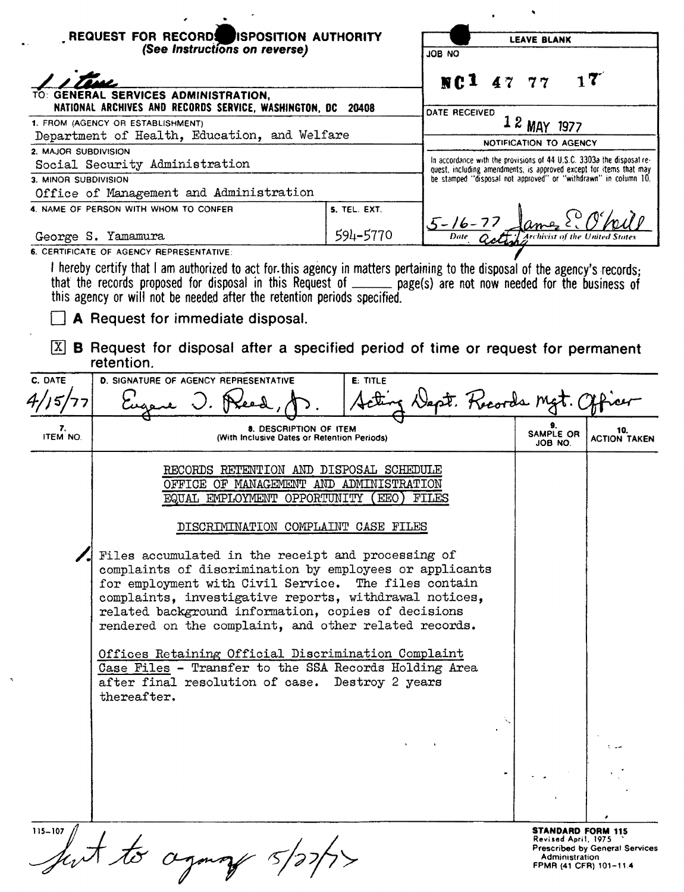## REQUEST FOR RECORDS DISPOSITION AUTHORITY
*(See Instructions on reverse)*

1 item

TO: GENERAL SERVICES ADMINISTRATION,
NATIONAL ARCHIVES AND RECORDS SERVICE, WASHINGTON, DC 20408

| LEAVE BLANK |
|---|
| JOB NO: NC1 47 77 17 |
| DATE RECEIVED: 12 MAY 1977 |
| NOTIFICATION TO AGENCY |
| In accordance with the provisions of 44 U.S.C. 3303a the disposal request, including amendments, is approved except for items that may be stamped "disposal not approved" or "withdrawn" in column 10. |
| 5-16-77 James E. O'Neill, Acting Archivist of the United States |

1. FROM (AGENCY OR ESTABLISHMENT): Department of Health, Education, and Welfare
2. MAJOR SUBDIVISION: Social Security Administration
3. MINOR SUBDIVISION: Office of Management and Administration
4. NAME OF PERSON WITH WHOM TO CONFER: George S. Yamamura
5. TEL. EXT.: 594-5770

6. CERTIFICATE OF AGENCY REPRESENTATIVE:

I hereby certify that I am authorized to act for this agency in matters pertaining to the disposal of the agency's records; that the records proposed for disposal in this Request of ______ page(s) are not now needed for the business of this agency or will not be needed after the retention periods specified.

- [ ] **A** Request for immediate disposal.
- [X] **B** Request for disposal after a specified period of time or request for permanent retention.

| C. DATE | D. SIGNATURE OF AGENCY REPRESENTATIVE | E. TITLE |
|---|---|---|
| 4/15/77 | Eugene J. Reed, Jr. | Acting Dept. Records Mgt. Officer |

| 7. ITEM NO. | 8. DESCRIPTION OF ITEM (With Inclusive Dates or Retention Periods) | 9. SAMPLE OR JOB NO. | 10. ACTION TAKEN |
|---|---|---|---|
| | RECORDS RETENTION AND DISPOSAL SCHEDULE<br>OFFICE OF MANAGEMENT AND ADMINISTRATION<br>EQUAL EMPLOYMENT OPPORTUNITY (EEO) FILES<br><br>DISCRIMINATION COMPLAINT CASE FILES | | |
| 1. | Files accumulated in the receipt and processing of complaints of discrimination by employees or applicants for employment with Civil Service. The files contain complaints, investigative reports, withdrawal notices, related background information, copies of decisions rendered on the complaint, and other related records.<br><br>Offices Retaining Official Discrimination Complaint Case Files - Transfer to the SSA Records Holding Area after final resolution of case. Destroy 2 years thereafter. | | |

115-107

Sent to agency 5/27/77

STANDARD FORM 115
Revised April, 1975
Prescribed by General Services Administration
FPMR (41 CFR) 101-11.4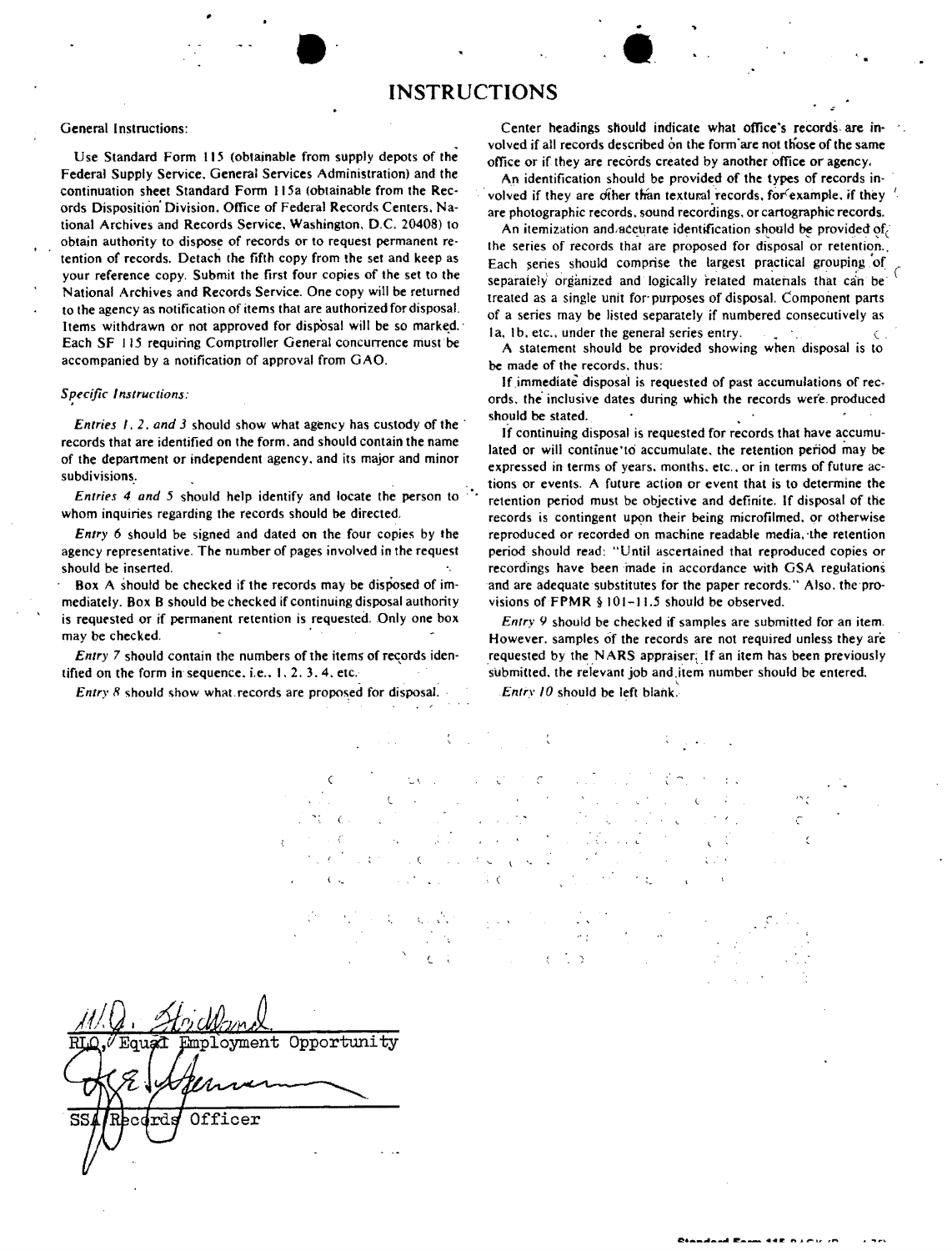# INSTRUCTIONS

General Instructions:

Use Standard Form 115 (obtainable from supply depots of the Federal Supply Service, General Services Administration) and the continuation sheet Standard Form 115a (obtainable from the Records Disposition Division, Office of Federal Records Centers, National Archives and Records Service, Washington, D.C. 20408) to obtain authority to dispose of records or to request permanent retention of records. Detach the fifth copy from the set and keep as your reference copy. Submit the first four copies of the set to the National Archives and Records Service. One copy will be returned to the agency as notification of items that are authorized for disposal. Items withdrawn or not approved for disposal will be so marked. Each SF 115 requiring Comptroller General concurrence must be accompanied by a notification of approval from GAO.

*Specific Instructions:*

*Entries 1, 2, and 3* should show what agency has custody of the records that are identified on the form, and should contain the name of the department or independent agency, and its major and minor subdivisions.

*Entries 4 and 5* should help identify and locate the person to whom inquiries regarding the records should be directed.

*Entry 6* should be signed and dated on the four copies by the agency representative. The number of pages involved in the request should be inserted.

Box A should be checked if the records may be disposed of immediately. Box B should be checked if continuing disposal authority is requested or if permanent retention is requested. Only one box may be checked.

*Entry 7* should contain the numbers of the items of records identified on the form in sequence, i.e., 1, 2, 3, 4, etc.

*Entry 8* should show what records are proposed for disposal.

Center headings should indicate what office's records are involved if all records described on the form are not those of the same office or if they are records created by another office or agency.

An identification should be provided of the types of records involved if they are other than textural records, for example, if they are photographic records, sound recordings, or cartographic records.

An itemization and accurate identification should be provided of the series of records that are proposed for disposal or retention. Each series should comprise the largest practical grouping of separately organized and logically related materials that can be treated as a single unit for purposes of disposal. Component parts of a series may be listed separately if numbered consecutively as 1a, 1b, etc., under the general series entry.

A statement should be provided showing when disposal is to be made of the records, thus:

If immediate disposal is requested of past accumulations of records, the inclusive dates during which the records were produced should be stated.

If continuing disposal is requested for records that have accumulated or will continue to accumulate, the retention period may be expressed in terms of years, months, etc., or in terms of future actions or events. A future action or event that is to determine the retention period must be objective and definite. If disposal of the records is contingent upon their being microfilmed, or otherwise reproduced or recorded on machine readable media, the retention period should read: "Until ascertained that reproduced copies or recordings have been made in accordance with GSA regulations and are adequate substitutes for the paper records." Also, the provisions of FPMR § 101-11.5 should be observed.

*Entry 9* should be checked if samples are submitted for an item. However, samples of the records are not required unless they are requested by the NARS appraiser. If an item has been previously submitted, the relevant job and item number should be entered.

*Entry 10* should be left blank.

RLO, Equal Employment Opportunity

SSA Records Officer